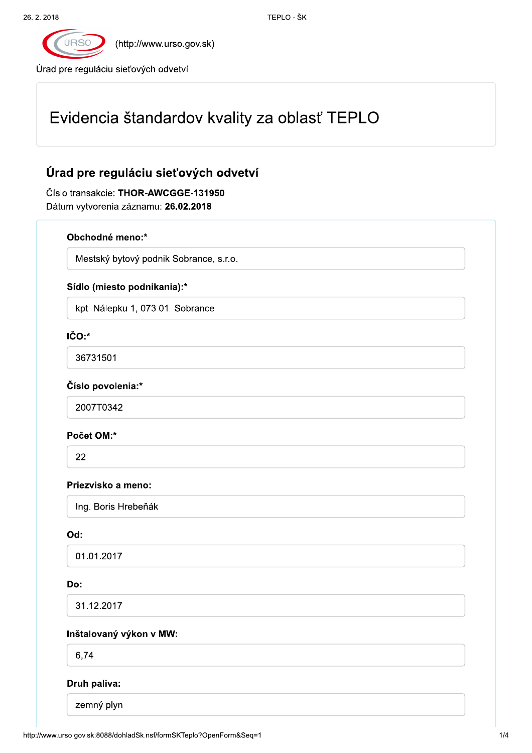(http://www.urso.gov.sk)

Úrad pre reguláciu sieťových odvetví

# Evidencia štandardov kvality za oblasť TEPLO

## Úrad pre reguláciu sieťových odvetví

Číslo transakcie: **THOR-AWCGGE-131950**
Dátum vytvorenia záznamu: **26.02.2018**

**Obchodné meno:***

Mestský bytový podnik Sobrance, s.r.o.

**Sídlo (miesto podnikania):***

kpt. Nálepku 1, 073 01 Sobrance

**IČO:***

36731501

**Číslo povolenia:***

2007T0342

**Počet OM:***

22

**Priezvisko a meno:**

Ing. Boris Hrebeňák

**Od:**

01.01.2017

**Do:**

31.12.2017

**Inštalovaný výkon v MW:**

6,74

**Druh paliva:**

zemný plyn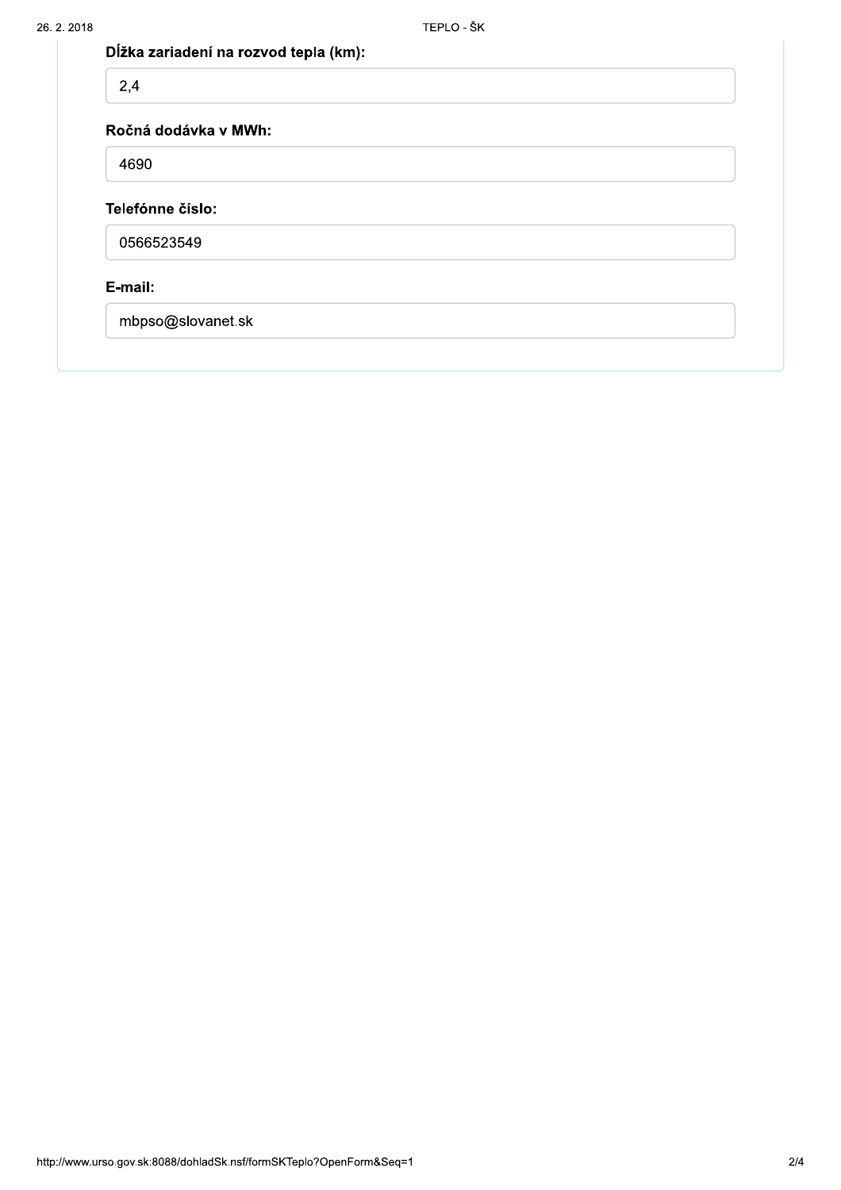**Dĺžka zariadení na rozvod tepla (km):**

2,4

**Ročná dodávka v MWh:**

4690

**Telefónne číslo:**

0566523549

**E-mail:**

mbpso@slovanet.sk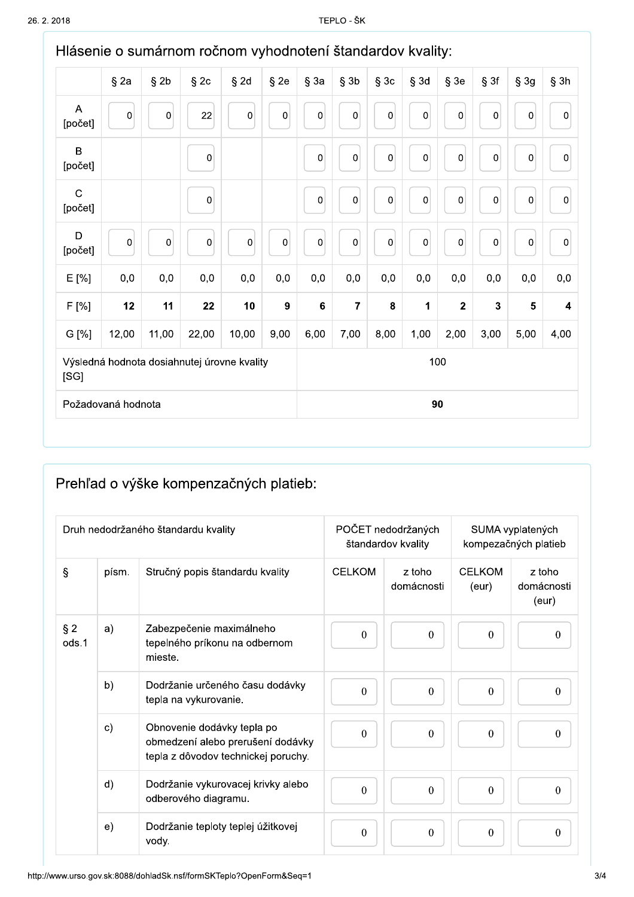## Hlásenie o sumárnom ročnom vyhodnotení štandardov kvality:

| | § 2a | § 2b | § 2c | § 2d | § 2e | § 3a | § 3b | § 3c | § 3d | § 3e | § 3f | § 3g | § 3h |
|---|---|---|---|---|---|---|---|---|---|---|---|---|---|
| A [počet] | 0 | 0 | 22 | 0 | 0 | 0 | 0 | 0 | 0 | 0 | 0 | 0 | 0 |
| B [počet] | | | 0 | | | 0 | 0 | 0 | 0 | 0 | 0 | 0 | 0 |
| C [počet] | | | 0 | | | 0 | 0 | 0 | 0 | 0 | 0 | 0 | 0 |
| D [počet] | 0 | 0 | 0 | 0 | 0 | 0 | 0 | 0 | 0 | 0 | 0 | 0 | 0 |
| E [%] | 0,0 | 0,0 | 0,0 | 0,0 | 0,0 | 0,0 | 0,0 | 0,0 | 0,0 | 0,0 | 0,0 | 0,0 | 0,0 |
| F [%] | **12** | **11** | **22** | **10** | **9** | **6** | **7** | **8** | **1** | **2** | **3** | **5** | **4** |
| G [%] | 12,00 | 11,00 | 22,00 | 10,00 | 9,00 | 6,00 | 7,00 | 8,00 | 1,00 | 2,00 | 3,00 | 5,00 | 4,00 |

| | |
|---|---|
| Výsledná hodnota dosiahnutej úrovne kvality [SG] | 100 |
| Požadovaná hodnota | **90** |

## Prehľad o výške kompenzačných platieb:

| Druh nedodržaného štandardu kvality | | | POČET nedodržaných štandardov kvality | | SUMA vyplatených kompezačných platieb | |
|---|---|---|---|---|---|---|
| § | písm. | Stručný popis štandardu kvality | CELKOM | z toho domácnosti | CELKOM (eur) | z toho domácnosti (eur) |
| § 2 ods.1 | a) | Zabezpečenie maximálneho tepelného príkonu na odbernom mieste. | 0 | 0 | 0 | 0 |
| | b) | Dodržanie určeného času dodávky tepla na vykurovanie. | 0 | 0 | 0 | 0 |
| | c) | Obnovenie dodávky tepla po obmedzení alebo prerušení dodávky tepla z dôvodov technickej poruchy. | 0 | 0 | 0 | 0 |
| | d) | Dodržanie vykurovacej krivky alebo odberového diagramu. | 0 | 0 | 0 | 0 |
| | e) | Dodržanie teploty teplej úžitkovej vody. | 0 | 0 | 0 | 0 |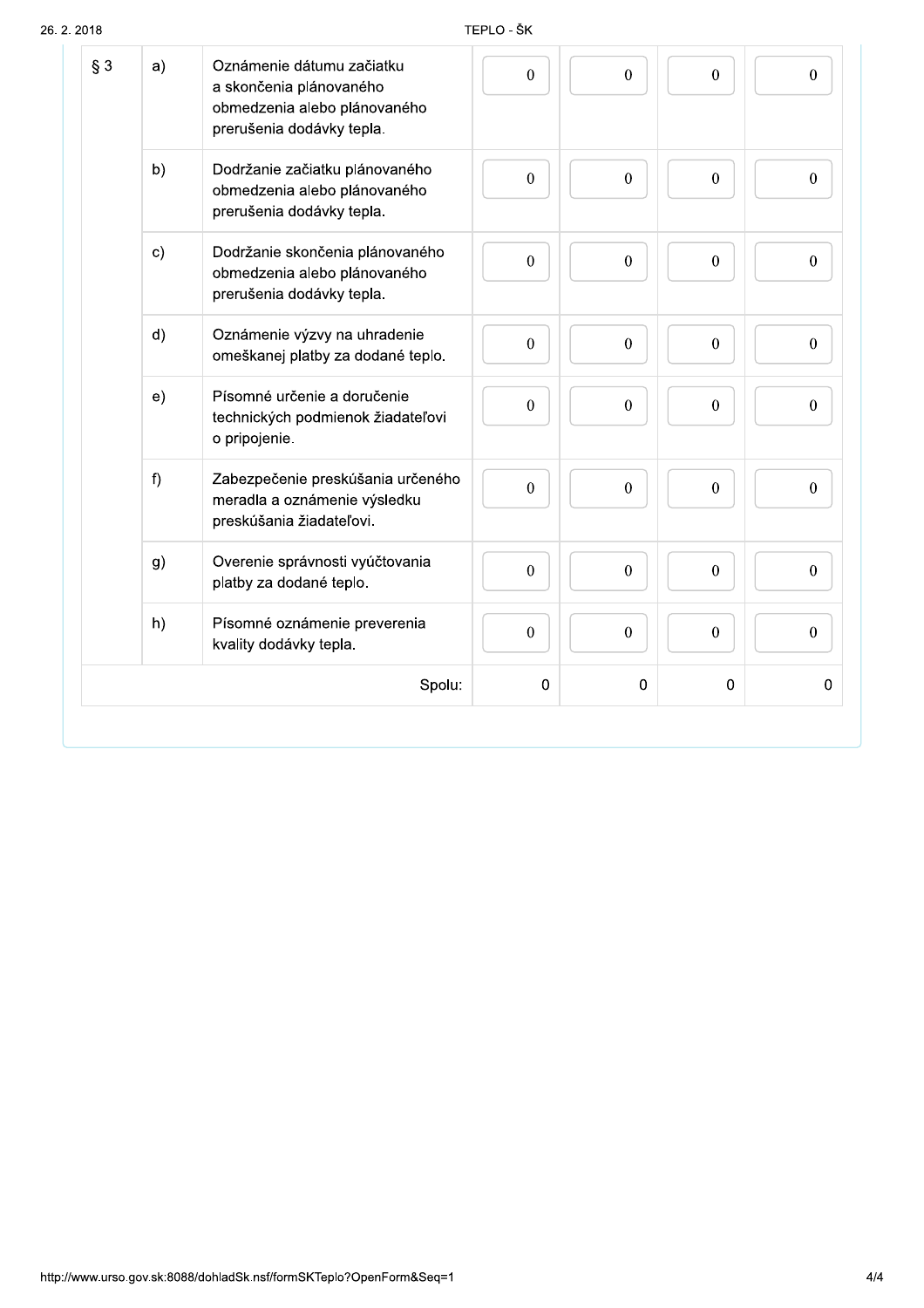| | | | | | | |
|---|---|---|---|---|---|---|
| § 3 | a) | Oznámenie dátumu začiatku a skončenia plánovaného obmedzenia alebo plánovaného prerušenia dodávky tepla. | 0 | 0 | 0 | 0 |
| | b) | Dodržanie začiatku plánovaného obmedzenia alebo plánovaného prerušenia dodávky tepla. | 0 | 0 | 0 | 0 |
| | c) | Dodržanie skončenia plánovaného obmedzenia alebo plánovaného prerušenia dodávky tepla. | 0 | 0 | 0 | 0 |
| | d) | Oznámenie výzvy na uhradenie omeškanej platby za dodané teplo. | 0 | 0 | 0 | 0 |
| | e) | Písomné určenie a doručenie technických podmienok žiadateľovi o pripojenie. | 0 | 0 | 0 | 0 |
| | f) | Zabezpečenie preskúšania určeného meradla a oznámenie výsledku preskúšania žiadateľovi. | 0 | 0 | 0 | 0 |
| | g) | Overenie správnosti vyúčtovania platby za dodané teplo. | 0 | 0 | 0 | 0 |
| | h) | Písomné oznámenie preverenia kvality dodávky tepla. | 0 | 0 | 0 | 0 |
| | | Spolu: | 0 | 0 | 0 | 0 |